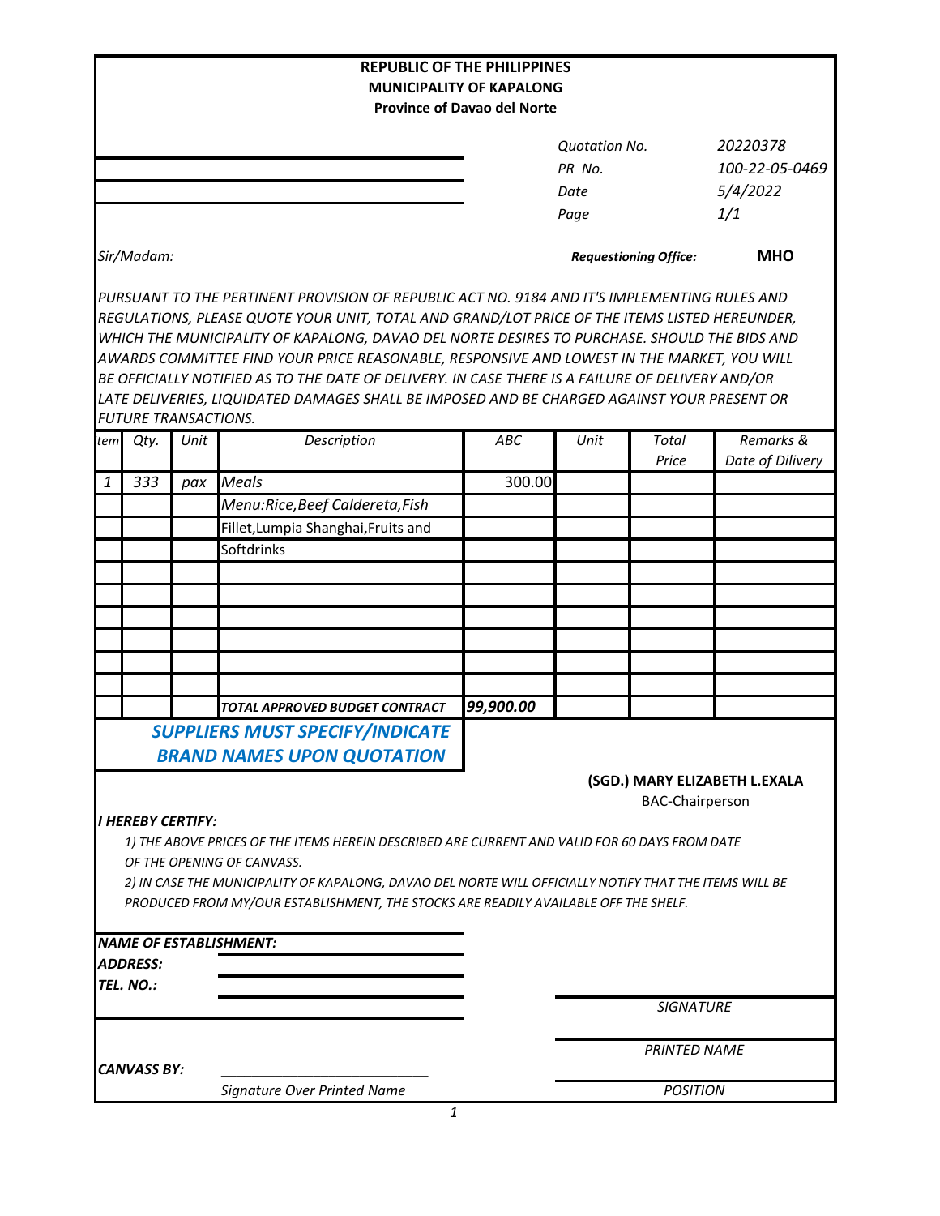**REPUBLIC OF THE PHILIPPINES**
**MUNICIPALITY OF KAPALONG**
**Province of Davao del Norte**

| | |
|---|---|
| *Quotation No.* | *20220378* |
| *PR No.* | *100-22-05-0469* |
| *Date* | *5/4/2022* |
| *Page* | *1/1* |

*Sir/Madam:*

***Requestioning Office:*** **MHO**

*PURSUANT TO THE PERTINENT PROVISION OF REPUBLIC ACT NO. 9184 AND IT'S IMPLEMENTING RULES AND REGULATIONS, PLEASE QUOTE YOUR UNIT, TOTAL AND GRAND/LOT PRICE OF THE ITEMS LISTED HEREUNDER, WHICH THE MUNICIPALITY OF KAPALONG, DAVAO DEL NORTE DESIRES TO PURCHASE. SHOULD THE BIDS AND AWARDS COMMITTEE FIND YOUR PRICE REASONABLE, RESPONSIVE AND LOWEST IN THE MARKET, YOU WILL BE OFFICIALLY NOTIFIED AS TO THE DATE OF DELIVERY. IN CASE THERE IS A FAILURE OF DELIVERY AND/OR LATE DELIVERIES, LIQUIDATED DAMAGES SHALL BE IMPOSED AND BE CHARGED AGAINST YOUR PRESENT OR FUTURE TRANSACTIONS.*

| *tem* | *Qty.* | *Unit* | *Description* | *ABC* | *Unit* | *Total Price* | *Remarks & Date of Dilivery* |
|---|---|---|---|---|---|---|---|
| *1* | *333* | *pax* | *Meals* | 300.00 | | | |
| | | | *Menu:Rice,Beef Caldereta,Fish* | | | | |
| | | | Fillet,Lumpia Shanghai,Fruits and | | | | |
| | | | Softdrinks | | | | |
| | | | ***TOTAL APPROVED BUDGET CONTRACT*** | ***99,900.00*** | | | |

***SUPPLIERS MUST SPECIFY/INDICATE BRAND NAMES UPON QUOTATION***

**(SGD.) MARY ELIZABETH L.EXALA**
BAC-Chairperson

***I HEREBY CERTIFY:***

*1) THE ABOVE PRICES OF THE ITEMS HEREIN DESCRIBED ARE CURRENT AND VALID FOR 60 DAYS FROM DATE OF THE OPENING OF CANVASS.*

*2) IN CASE THE MUNICIPALITY OF KAPALONG, DAVAO DEL NORTE WILL OFFICIALLY NOTIFY THAT THE ITEMS WILL BE PRODUCED FROM MY/OUR ESTABLISHMENT, THE STOCKS ARE READILY AVAILABLE OFF THE SHELF.*

***NAME OF ESTABLISHMENT:*** ______________________

***ADDRESS:*** ______________________

***TEL. NO.:*** ______________________

______________________
*SIGNATURE*

______________________
*PRINTED NAME*

______________________
*POSITION*

***CANVASS BY:*** ______________________
*Signature Over Printed Name*